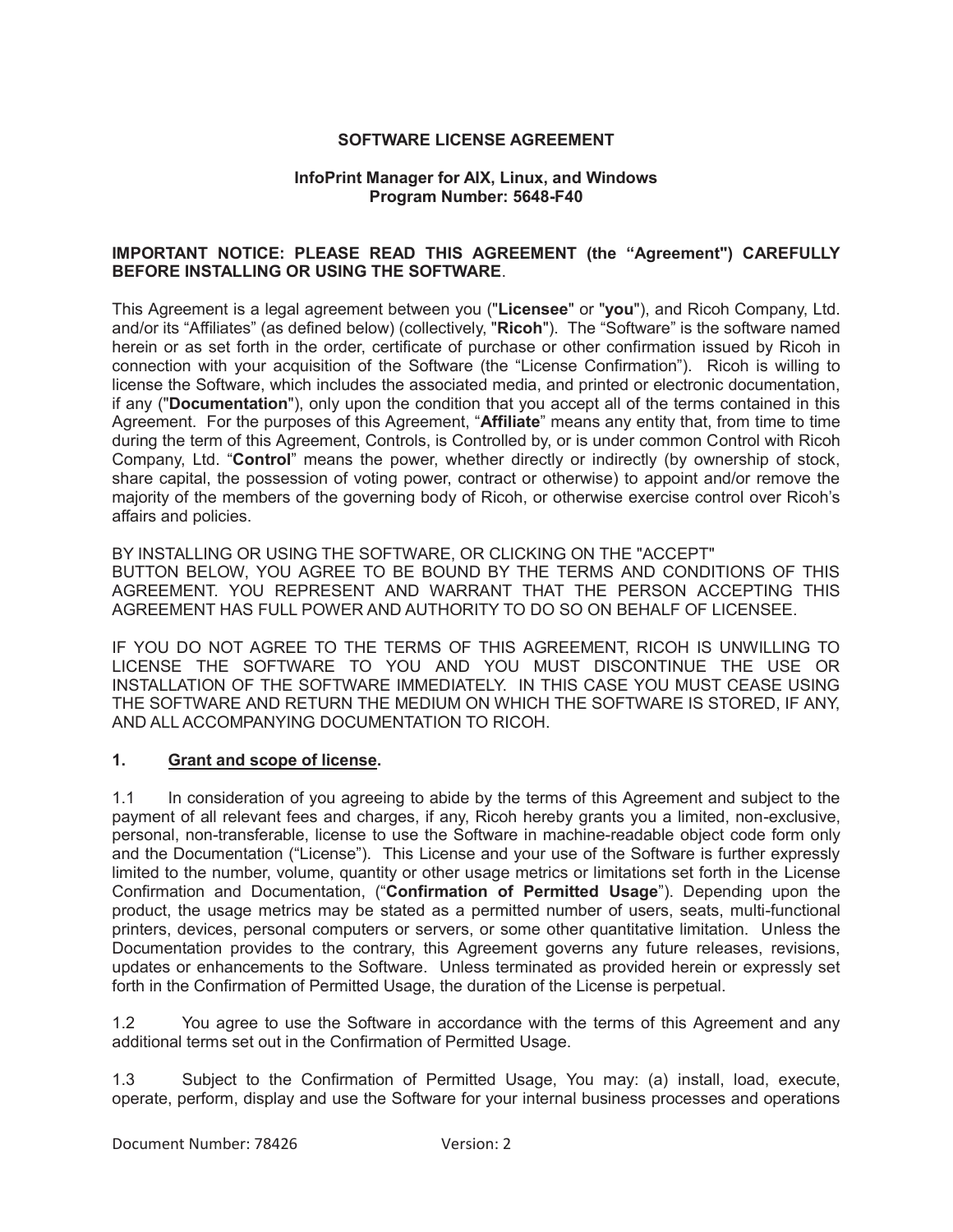# SOFTWARE LICENSE AGREEMENT

## InfoPrint Manager for AIX, Linux, and Windows
## Program Number: 5648-F40

**IMPORTANT NOTICE: PLEASE READ THIS AGREEMENT (the "Agreement") CAREFULLY BEFORE INSTALLING OR USING THE SOFTWARE**.

This Agreement is a legal agreement between you ("**Licensee**" or "**you**"), and Ricoh Company, Ltd. and/or its "Affiliates" (as defined below) (collectively, "**Ricoh**"). The "Software" is the software named herein or as set forth in the order, certificate of purchase or other confirmation issued by Ricoh in connection with your acquisition of the Software (the "License Confirmation"). Ricoh is willing to license the Software, which includes the associated media, and printed or electronic documentation, if any ("**Documentation**"), only upon the condition that you accept all of the terms contained in this Agreement. For the purposes of this Agreement, "**Affiliate**" means any entity that, from time to time during the term of this Agreement, Controls, is Controlled by, or is under common Control with Ricoh Company, Ltd. "**Control**" means the power, whether directly or indirectly (by ownership of stock, share capital, the possession of voting power, contract or otherwise) to appoint and/or remove the majority of the members of the governing body of Ricoh, or otherwise exercise control over Ricoh's affairs and policies.

BY INSTALLING OR USING THE SOFTWARE, OR CLICKING ON THE "ACCEPT" BUTTON BELOW, YOU AGREE TO BE BOUND BY THE TERMS AND CONDITIONS OF THIS AGREEMENT. YOU REPRESENT AND WARRANT THAT THE PERSON ACCEPTING THIS AGREEMENT HAS FULL POWER AND AUTHORITY TO DO SO ON BEHALF OF LICENSEE.

IF YOU DO NOT AGREE TO THE TERMS OF THIS AGREEMENT, RICOH IS UNWILLING TO LICENSE THE SOFTWARE TO YOU AND YOU MUST DISCONTINUE THE USE OR INSTALLATION OF THE SOFTWARE IMMEDIATELY. IN THIS CASE YOU MUST CEASE USING THE SOFTWARE AND RETURN THE MEDIUM ON WHICH THE SOFTWARE IS STORED, IF ANY, AND ALL ACCOMPANYING DOCUMENTATION TO RICOH.

**1. Grant and scope of license.**

1.1 In consideration of you agreeing to abide by the terms of this Agreement and subject to the payment of all relevant fees and charges, if any, Ricoh hereby grants you a limited, non-exclusive, personal, non-transferable, license to use the Software in machine-readable object code form only and the Documentation ("License"). This License and your use of the Software is further expressly limited to the number, volume, quantity or other usage metrics or limitations set forth in the License Confirmation and Documentation, ("**Confirmation of Permitted Usage**"). Depending upon the product, the usage metrics may be stated as a permitted number of users, seats, multi-functional printers, devices, personal computers or servers, or some other quantitative limitation. Unless the Documentation provides to the contrary, this Agreement governs any future releases, revisions, updates or enhancements to the Software. Unless terminated as provided herein or expressly set forth in the Confirmation of Permitted Usage, the duration of the License is perpetual.

1.2 You agree to use the Software in accordance with the terms of this Agreement and any additional terms set out in the Confirmation of Permitted Usage.

1.3 Subject to the Confirmation of Permitted Usage, You may: (a) install, load, execute, operate, perform, display and use the Software for your internal business processes and operations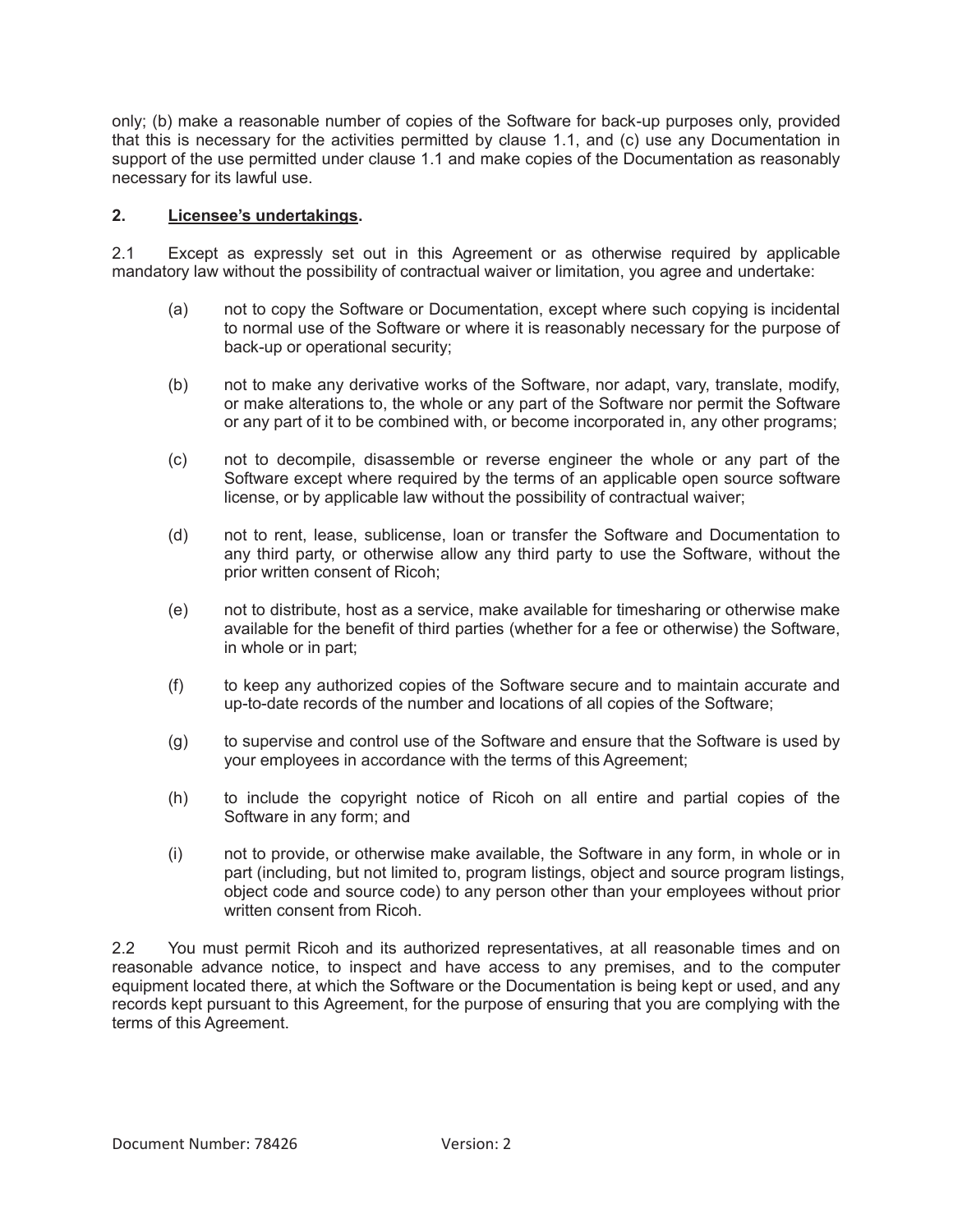only; (b) make a reasonable number of copies of the Software for back-up purposes only, provided that this is necessary for the activities permitted by clause 1.1, and (c) use any Documentation in support of the use permitted under clause 1.1 and make copies of the Documentation as reasonably necessary for its lawful use.

## 2. <u>Licensee's undertakings</u>.

2.1 Except as expressly set out in this Agreement or as otherwise required by applicable mandatory law without the possibility of contractual waiver or limitation, you agree and undertake:

(a) not to copy the Software or Documentation, except where such copying is incidental to normal use of the Software or where it is reasonably necessary for the purpose of back-up or operational security;

(b) not to make any derivative works of the Software, nor adapt, vary, translate, modify, or make alterations to, the whole or any part of the Software nor permit the Software or any part of it to be combined with, or become incorporated in, any other programs;

(c) not to decompile, disassemble or reverse engineer the whole or any part of the Software except where required by the terms of an applicable open source software license, or by applicable law without the possibility of contractual waiver;

(d) not to rent, lease, sublicense, loan or transfer the Software and Documentation to any third party, or otherwise allow any third party to use the Software, without the prior written consent of Ricoh;

(e) not to distribute, host as a service, make available for timesharing or otherwise make available for the benefit of third parties (whether for a fee or otherwise) the Software, in whole or in part;

(f) to keep any authorized copies of the Software secure and to maintain accurate and up-to-date records of the number and locations of all copies of the Software;

(g) to supervise and control use of the Software and ensure that the Software is used by your employees in accordance with the terms of this Agreement;

(h) to include the copyright notice of Ricoh on all entire and partial copies of the Software in any form; and

(i) not to provide, or otherwise make available, the Software in any form, in whole or in part (including, but not limited to, program listings, object and source program listings, object code and source code) to any person other than your employees without prior written consent from Ricoh.

2.2 You must permit Ricoh and its authorized representatives, at all reasonable times and on reasonable advance notice, to inspect and have access to any premises, and to the computer equipment located there, at which the Software or the Documentation is being kept or used, and any records kept pursuant to this Agreement, for the purpose of ensuring that you are complying with the terms of this Agreement.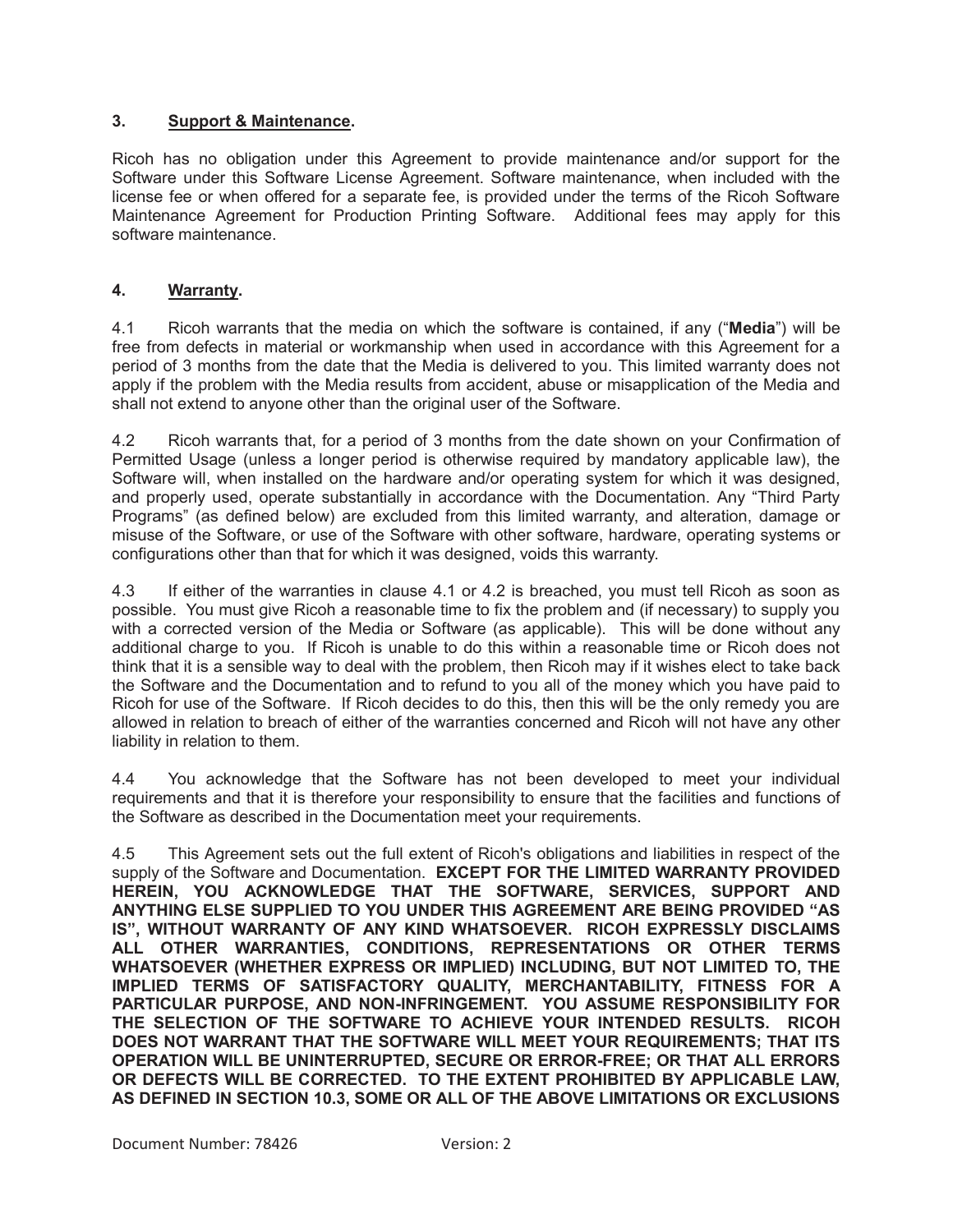## 3. <u>Support & Maintenance</u>.

Ricoh has no obligation under this Agreement to provide maintenance and/or support for the Software under this Software License Agreement. Software maintenance, when included with the license fee or when offered for a separate fee, is provided under the terms of the Ricoh Software Maintenance Agreement for Production Printing Software. Additional fees may apply for this software maintenance.

## 4. <u>Warranty</u>.

4.1 Ricoh warrants that the media on which the software is contained, if any ("**Media**") will be free from defects in material or workmanship when used in accordance with this Agreement for a period of 3 months from the date that the Media is delivered to you. This limited warranty does not apply if the problem with the Media results from accident, abuse or misapplication of the Media and shall not extend to anyone other than the original user of the Software.

4.2 Ricoh warrants that, for a period of 3 months from the date shown on your Confirmation of Permitted Usage (unless a longer period is otherwise required by mandatory applicable law), the Software will, when installed on the hardware and/or operating system for which it was designed, and properly used, operate substantially in accordance with the Documentation. Any "Third Party Programs" (as defined below) are excluded from this limited warranty, and alteration, damage or misuse of the Software, or use of the Software with other software, hardware, operating systems or configurations other than that for which it was designed, voids this warranty.

4.3 If either of the warranties in clause 4.1 or 4.2 is breached, you must tell Ricoh as soon as possible. You must give Ricoh a reasonable time to fix the problem and (if necessary) to supply you with a corrected version of the Media or Software (as applicable). This will be done without any additional charge to you. If Ricoh is unable to do this within a reasonable time or Ricoh does not think that it is a sensible way to deal with the problem, then Ricoh may if it wishes elect to take back the Software and the Documentation and to refund to you all of the money which you have paid to Ricoh for use of the Software. If Ricoh decides to do this, then this will be the only remedy you are allowed in relation to breach of either of the warranties concerned and Ricoh will not have any other liability in relation to them.

4.4 You acknowledge that the Software has not been developed to meet your individual requirements and that it is therefore your responsibility to ensure that the facilities and functions of the Software as described in the Documentation meet your requirements.

4.5 This Agreement sets out the full extent of Ricoh's obligations and liabilities in respect of the supply of the Software and Documentation. **EXCEPT FOR THE LIMITED WARRANTY PROVIDED HEREIN, YOU ACKNOWLEDGE THAT THE SOFTWARE, SERVICES, SUPPORT AND ANYTHING ELSE SUPPLIED TO YOU UNDER THIS AGREEMENT ARE BEING PROVIDED "AS IS", WITHOUT WARRANTY OF ANY KIND WHATSOEVER. RICOH EXPRESSLY DISCLAIMS ALL OTHER WARRANTIES, CONDITIONS, REPRESENTATIONS OR OTHER TERMS WHATSOEVER (WHETHER EXPRESS OR IMPLIED) INCLUDING, BUT NOT LIMITED TO, THE IMPLIED TERMS OF SATISFACTORY QUALITY, MERCHANTABILITY, FITNESS FOR A PARTICULAR PURPOSE, AND NON-INFRINGEMENT. YOU ASSUME RESPONSIBILITY FOR THE SELECTION OF THE SOFTWARE TO ACHIEVE YOUR INTENDED RESULTS. RICOH DOES NOT WARRANT THAT THE SOFTWARE WILL MEET YOUR REQUIREMENTS; THAT ITS OPERATION WILL BE UNINTERRUPTED, SECURE OR ERROR-FREE; OR THAT ALL ERRORS OR DEFECTS WILL BE CORRECTED. TO THE EXTENT PROHIBITED BY APPLICABLE LAW, AS DEFINED IN SECTION 10.3, SOME OR ALL OF THE ABOVE LIMITATIONS OR EXCLUSIONS**

Document Number: 78426 Version: 2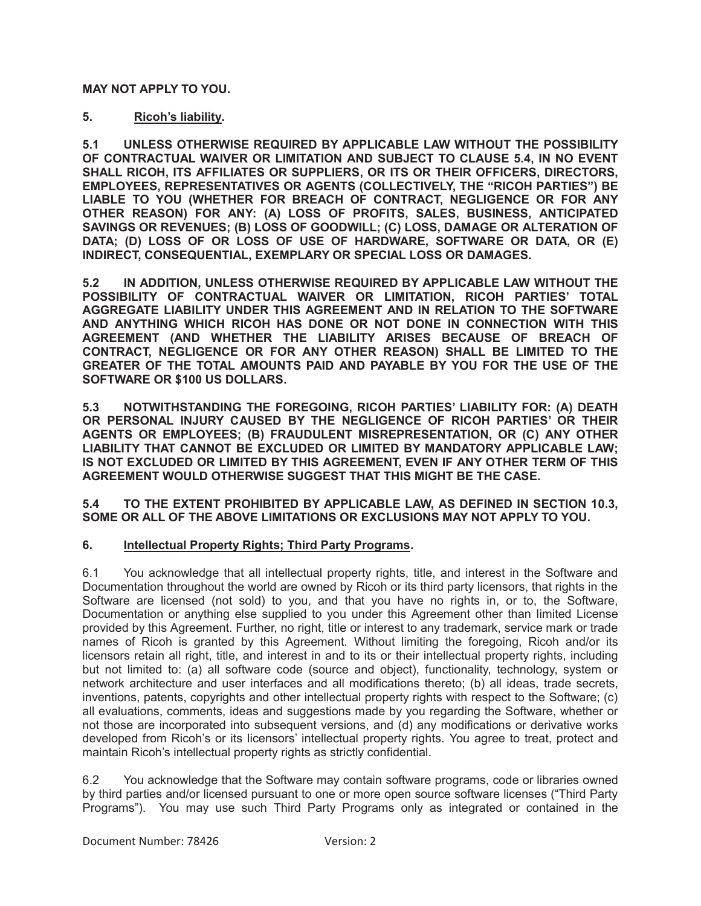**MAY NOT APPLY TO YOU.**

## 5. Ricoh's liability.

**5.1 UNLESS OTHERWISE REQUIRED BY APPLICABLE LAW WITHOUT THE POSSIBILITY OF CONTRACTUAL WAIVER OR LIMITATION AND SUBJECT TO CLAUSE 5.4, IN NO EVENT SHALL RICOH, ITS AFFILIATES OR SUPPLIERS, OR ITS OR THEIR OFFICERS, DIRECTORS, EMPLOYEES, REPRESENTATIVES OR AGENTS (COLLECTIVELY, THE "RICOH PARTIES") BE LIABLE TO YOU (WHETHER FOR BREACH OF CONTRACT, NEGLIGENCE OR FOR ANY OTHER REASON) FOR ANY: (A) LOSS OF PROFITS, SALES, BUSINESS, ANTICIPATED SAVINGS OR REVENUES; (B) LOSS OF GOODWILL; (C) LOSS, DAMAGE OR ALTERATION OF DATA; (D) LOSS OF OR LOSS OF USE OF HARDWARE, SOFTWARE OR DATA, OR (E) INDIRECT, CONSEQUENTIAL, EXEMPLARY OR SPECIAL LOSS OR DAMAGES.**

**5.2 IN ADDITION, UNLESS OTHERWISE REQUIRED BY APPLICABLE LAW WITHOUT THE POSSIBILITY OF CONTRACTUAL WAIVER OR LIMITATION, RICOH PARTIES' TOTAL AGGREGATE LIABILITY UNDER THIS AGREEMENT AND IN RELATION TO THE SOFTWARE AND ANYTHING WHICH RICOH HAS DONE OR NOT DONE IN CONNECTION WITH THIS AGREEMENT (AND WHETHER THE LIABILITY ARISES BECAUSE OF BREACH OF CONTRACT, NEGLIGENCE OR FOR ANY OTHER REASON) SHALL BE LIMITED TO THE GREATER OF THE TOTAL AMOUNTS PAID AND PAYABLE BY YOU FOR THE USE OF THE SOFTWARE OR $100 US DOLLARS.**

**5.3 NOTWITHSTANDING THE FOREGOING, RICOH PARTIES' LIABILITY FOR: (A) DEATH OR PERSONAL INJURY CAUSED BY THE NEGLIGENCE OF RICOH PARTIES' OR THEIR AGENTS OR EMPLOYEES; (B) FRAUDULENT MISREPRESENTATION, OR (C) ANY OTHER LIABILITY THAT CANNOT BE EXCLUDED OR LIMITED BY MANDATORY APPLICABLE LAW; IS NOT EXCLUDED OR LIMITED BY THIS AGREEMENT, EVEN IF ANY OTHER TERM OF THIS AGREEMENT WOULD OTHERWISE SUGGEST THAT THIS MIGHT BE THE CASE.**

**5.4 TO THE EXTENT PROHIBITED BY APPLICABLE LAW, AS DEFINED IN SECTION 10.3, SOME OR ALL OF THE ABOVE LIMITATIONS OR EXCLUSIONS MAY NOT APPLY TO YOU.**

## 6. Intellectual Property Rights; Third Party Programs.

6.1 You acknowledge that all intellectual property rights, title, and interest in the Software and Documentation throughout the world are owned by Ricoh or its third party licensors, that rights in the Software are licensed (not sold) to you, and that you have no rights in, or to, the Software, Documentation or anything else supplied to you under this Agreement other than limited License provided by this Agreement. Further, no right, title or interest to any trademark, service mark or trade names of Ricoh is granted by this Agreement. Without limiting the foregoing, Ricoh and/or its licensors retain all right, title, and interest in and to its or their intellectual property rights, including but not limited to: (a) all software code (source and object), functionality, technology, system or network architecture and user interfaces and all modifications thereto; (b) all ideas, trade secrets, inventions, patents, copyrights and other intellectual property rights with respect to the Software; (c) all evaluations, comments, ideas and suggestions made by you regarding the Software, whether or not those are incorporated into subsequent versions, and (d) any modifications or derivative works developed from Ricoh's or its licensors' intellectual property rights. You agree to treat, protect and maintain Ricoh's intellectual property rights as strictly confidential.

6.2 You acknowledge that the Software may contain software programs, code or libraries owned by third parties and/or licensed pursuant to one or more open source software licenses ("Third Party Programs"). You may use such Third Party Programs only as integrated or contained in the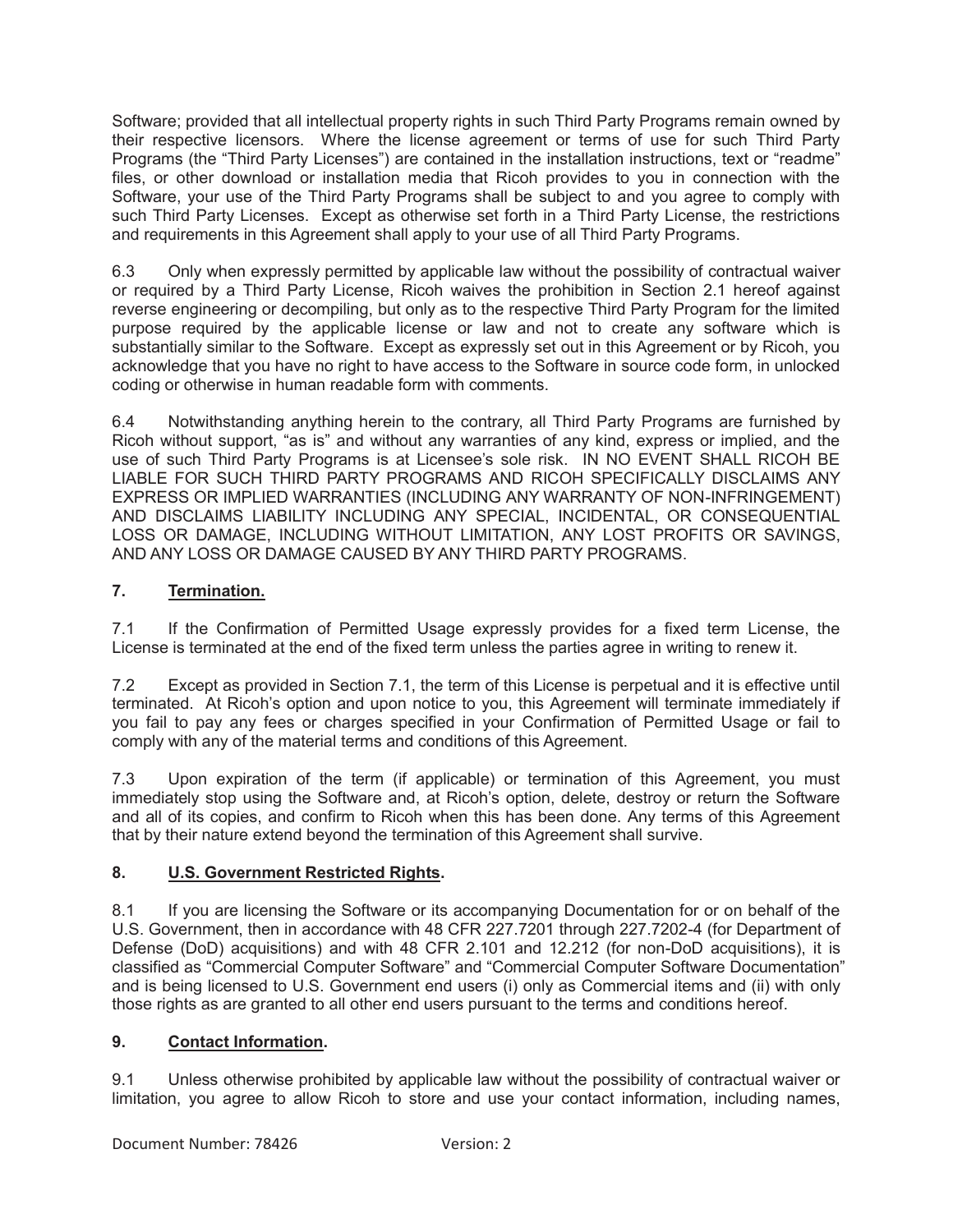Software; provided that all intellectual property rights in such Third Party Programs remain owned by their respective licensors. Where the license agreement or terms of use for such Third Party Programs (the "Third Party Licenses") are contained in the installation instructions, text or "readme" files, or other download or installation media that Ricoh provides to you in connection with the Software, your use of the Third Party Programs shall be subject to and you agree to comply with such Third Party Licenses. Except as otherwise set forth in a Third Party License, the restrictions and requirements in this Agreement shall apply to your use of all Third Party Programs.

6.3 Only when expressly permitted by applicable law without the possibility of contractual waiver or required by a Third Party License, Ricoh waives the prohibition in Section 2.1 hereof against reverse engineering or decompiling, but only as to the respective Third Party Program for the limited purpose required by the applicable license or law and not to create any software which is substantially similar to the Software. Except as expressly set out in this Agreement or by Ricoh, you acknowledge that you have no right to have access to the Software in source code form, in unlocked coding or otherwise in human readable form with comments.

6.4 Notwithstanding anything herein to the contrary, all Third Party Programs are furnished by Ricoh without support, "as is" and without any warranties of any kind, express or implied, and the use of such Third Party Programs is at Licensee's sole risk. IN NO EVENT SHALL RICOH BE LIABLE FOR SUCH THIRD PARTY PROGRAMS AND RICOH SPECIFICALLY DISCLAIMS ANY EXPRESS OR IMPLIED WARRANTIES (INCLUDING ANY WARRANTY OF NON-INFRINGEMENT) AND DISCLAIMS LIABILITY INCLUDING ANY SPECIAL, INCIDENTAL, OR CONSEQUENTIAL LOSS OR DAMAGE, INCLUDING WITHOUT LIMITATION, ANY LOST PROFITS OR SAVINGS, AND ANY LOSS OR DAMAGE CAUSED BY ANY THIRD PARTY PROGRAMS.

## 7. Termination.

7.1 If the Confirmation of Permitted Usage expressly provides for a fixed term License, the License is terminated at the end of the fixed term unless the parties agree in writing to renew it.

7.2 Except as provided in Section 7.1, the term of this License is perpetual and it is effective until terminated. At Ricoh's option and upon notice to you, this Agreement will terminate immediately if you fail to pay any fees or charges specified in your Confirmation of Permitted Usage or fail to comply with any of the material terms and conditions of this Agreement.

7.3 Upon expiration of the term (if applicable) or termination of this Agreement, you must immediately stop using the Software and, at Ricoh's option, delete, destroy or return the Software and all of its copies, and confirm to Ricoh when this has been done. Any terms of this Agreement that by their nature extend beyond the termination of this Agreement shall survive.

## 8. U.S. Government Restricted Rights.

8.1 If you are licensing the Software or its accompanying Documentation for or on behalf of the U.S. Government, then in accordance with 48 CFR 227.7201 through 227.7202-4 (for Department of Defense (DoD) acquisitions) and with 48 CFR 2.101 and 12.212 (for non-DoD acquisitions), it is classified as "Commercial Computer Software" and "Commercial Computer Software Documentation" and is being licensed to U.S. Government end users (i) only as Commercial items and (ii) with only those rights as are granted to all other end users pursuant to the terms and conditions hereof.

## 9. Contact Information.

9.1 Unless otherwise prohibited by applicable law without the possibility of contractual waiver or limitation, you agree to allow Ricoh to store and use your contact information, including names,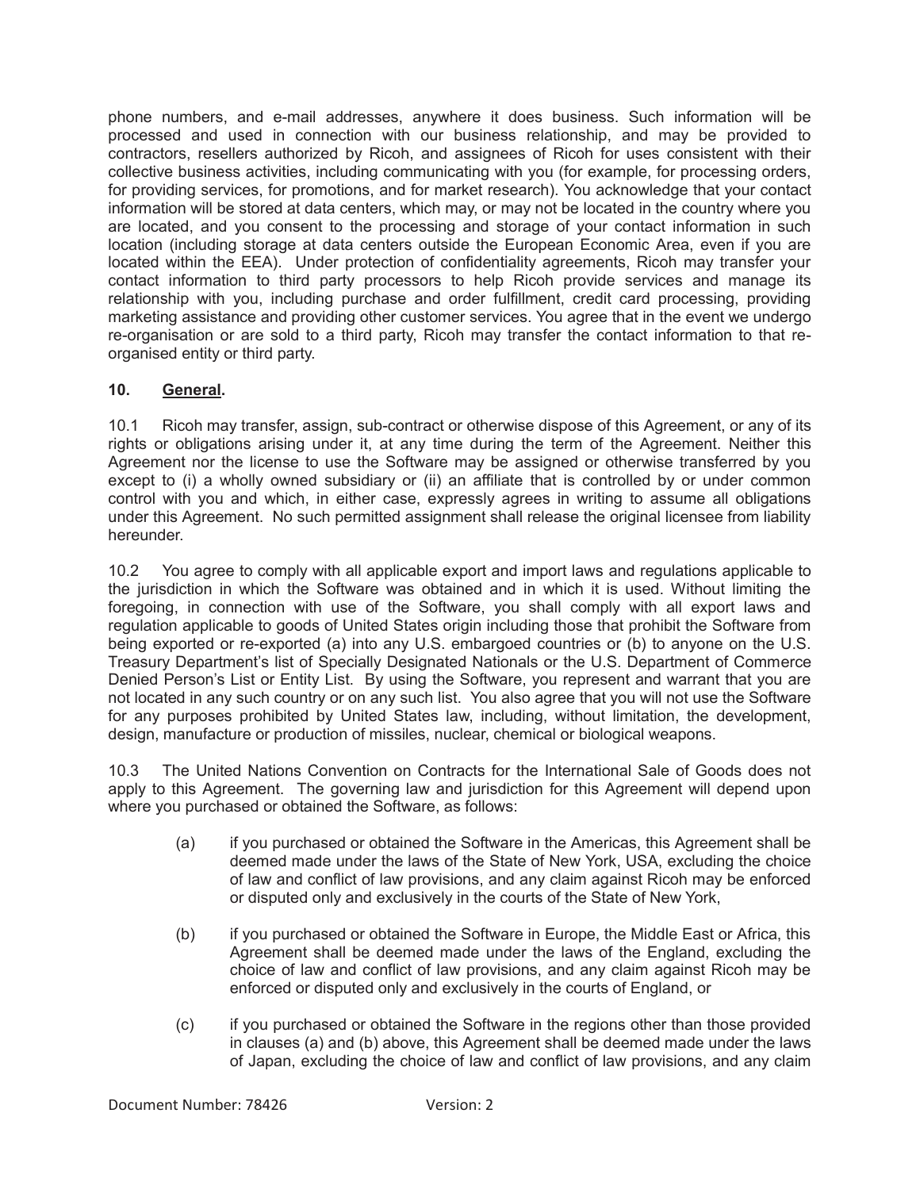phone numbers, and e-mail addresses, anywhere it does business. Such information will be processed and used in connection with our business relationship, and may be provided to contractors, resellers authorized by Ricoh, and assignees of Ricoh for uses consistent with their collective business activities, including communicating with you (for example, for processing orders, for providing services, for promotions, and for market research). You acknowledge that your contact information will be stored at data centers, which may, or may not be located in the country where you are located, and you consent to the processing and storage of your contact information in such location (including storage at data centers outside the European Economic Area, even if you are located within the EEA). Under protection of confidentiality agreements, Ricoh may transfer your contact information to third party processors to help Ricoh provide services and manage its relationship with you, including purchase and order fulfillment, credit card processing, providing marketing assistance and providing other customer services. You agree that in the event we undergo re-organisation or are sold to a third party, Ricoh may transfer the contact information to that re-organised entity or third party.

**10. General.**

10.1 Ricoh may transfer, assign, sub-contract or otherwise dispose of this Agreement, or any of its rights or obligations arising under it, at any time during the term of the Agreement. Neither this Agreement nor the license to use the Software may be assigned or otherwise transferred by you except to (i) a wholly owned subsidiary or (ii) an affiliate that is controlled by or under common control with you and which, in either case, expressly agrees in writing to assume all obligations under this Agreement. No such permitted assignment shall release the original licensee from liability hereunder.

10.2 You agree to comply with all applicable export and import laws and regulations applicable to the jurisdiction in which the Software was obtained and in which it is used. Without limiting the foregoing, in connection with use of the Software, you shall comply with all export laws and regulation applicable to goods of United States origin including those that prohibit the Software from being exported or re-exported (a) into any U.S. embargoed countries or (b) to anyone on the U.S. Treasury Department's list of Specially Designated Nationals or the U.S. Department of Commerce Denied Person's List or Entity List. By using the Software, you represent and warrant that you are not located in any such country or on any such list. You also agree that you will not use the Software for any purposes prohibited by United States law, including, without limitation, the development, design, manufacture or production of missiles, nuclear, chemical or biological weapons.

10.3 The United Nations Convention on Contracts for the International Sale of Goods does not apply to this Agreement. The governing law and jurisdiction for this Agreement will depend upon where you purchased or obtained the Software, as follows:

(a) if you purchased or obtained the Software in the Americas, this Agreement shall be deemed made under the laws of the State of New York, USA, excluding the choice of law and conflict of law provisions, and any claim against Ricoh may be enforced or disputed only and exclusively in the courts of the State of New York,

(b) if you purchased or obtained the Software in Europe, the Middle East or Africa, this Agreement shall be deemed made under the laws of the England, excluding the choice of law and conflict of law provisions, and any claim against Ricoh may be enforced or disputed only and exclusively in the courts of England, or

(c) if you purchased or obtained the Software in the regions other than those provided in clauses (a) and (b) above, this Agreement shall be deemed made under the laws of Japan, excluding the choice of law and conflict of law provisions, and any claim

Document Number: 78426 Version: 2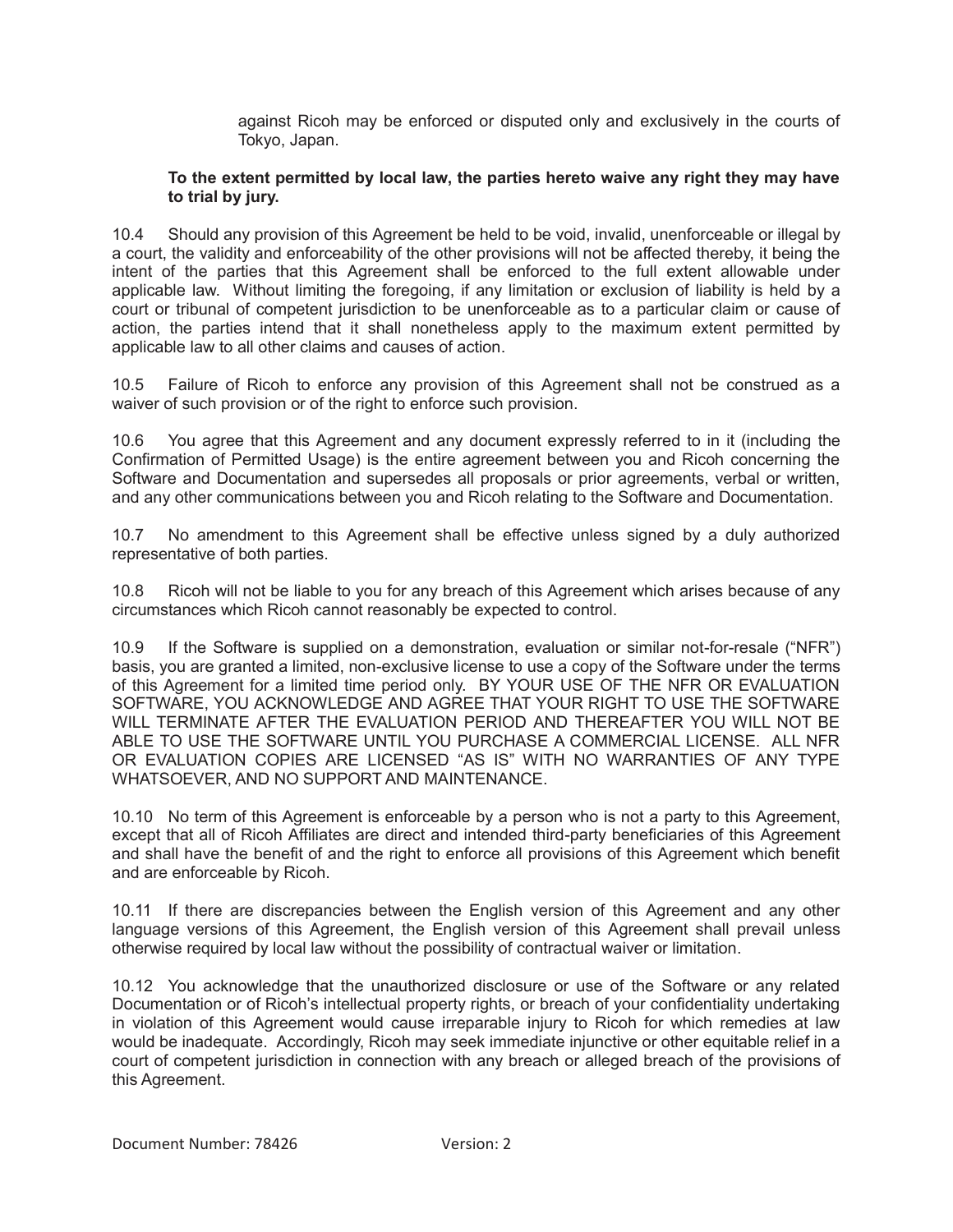against Ricoh may be enforced or disputed only and exclusively in the courts of Tokyo, Japan.

**To the extent permitted by local law, the parties hereto waive any right they may have to trial by jury.**

10.4 Should any provision of this Agreement be held to be void, invalid, unenforceable or illegal by a court, the validity and enforceability of the other provisions will not be affected thereby, it being the intent of the parties that this Agreement shall be enforced to the full extent allowable under applicable law. Without limiting the foregoing, if any limitation or exclusion of liability is held by a court or tribunal of competent jurisdiction to be unenforceable as to a particular claim or cause of action, the parties intend that it shall nonetheless apply to the maximum extent permitted by applicable law to all other claims and causes of action.

10.5 Failure of Ricoh to enforce any provision of this Agreement shall not be construed as a waiver of such provision or of the right to enforce such provision.

10.6 You agree that this Agreement and any document expressly referred to in it (including the Confirmation of Permitted Usage) is the entire agreement between you and Ricoh concerning the Software and Documentation and supersedes all proposals or prior agreements, verbal or written, and any other communications between you and Ricoh relating to the Software and Documentation.

10.7 No amendment to this Agreement shall be effective unless signed by a duly authorized representative of both parties.

10.8 Ricoh will not be liable to you for any breach of this Agreement which arises because of any circumstances which Ricoh cannot reasonably be expected to control.

10.9 If the Software is supplied on a demonstration, evaluation or similar not-for-resale ("NFR") basis, you are granted a limited, non-exclusive license to use a copy of the Software under the terms of this Agreement for a limited time period only. BY YOUR USE OF THE NFR OR EVALUATION SOFTWARE, YOU ACKNOWLEDGE AND AGREE THAT YOUR RIGHT TO USE THE SOFTWARE WILL TERMINATE AFTER THE EVALUATION PERIOD AND THEREAFTER YOU WILL NOT BE ABLE TO USE THE SOFTWARE UNTIL YOU PURCHASE A COMMERCIAL LICENSE. ALL NFR OR EVALUATION COPIES ARE LICENSED "AS IS" WITH NO WARRANTIES OF ANY TYPE WHATSOEVER, AND NO SUPPORT AND MAINTENANCE.

10.10 No term of this Agreement is enforceable by a person who is not a party to this Agreement, except that all of Ricoh Affiliates are direct and intended third-party beneficiaries of this Agreement and shall have the benefit of and the right to enforce all provisions of this Agreement which benefit and are enforceable by Ricoh.

10.11 If there are discrepancies between the English version of this Agreement and any other language versions of this Agreement, the English version of this Agreement shall prevail unless otherwise required by local law without the possibility of contractual waiver or limitation.

10.12 You acknowledge that the unauthorized disclosure or use of the Software or any related Documentation or of Ricoh's intellectual property rights, or breach of your confidentiality undertaking in violation of this Agreement would cause irreparable injury to Ricoh for which remedies at law would be inadequate. Accordingly, Ricoh may seek immediate injunctive or other equitable relief in a court of competent jurisdiction in connection with any breach or alleged breach of the provisions of this Agreement.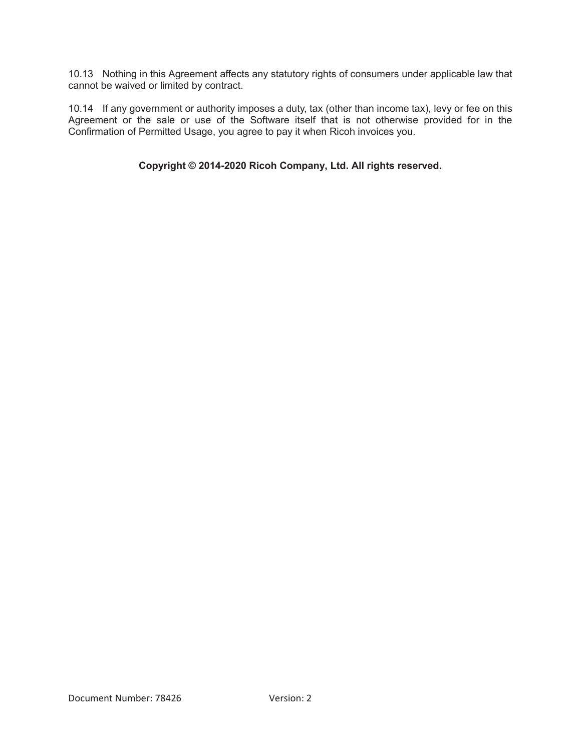10.13 Nothing in this Agreement affects any statutory rights of consumers under applicable law that cannot be waived or limited by contract.

10.14 If any government or authority imposes a duty, tax (other than income tax), levy or fee on this Agreement or the sale or use of the Software itself that is not otherwise provided for in the Confirmation of Permitted Usage, you agree to pay it when Ricoh invoices you.

**Copyright © 2014-2020 Ricoh Company, Ltd. All rights reserved.**